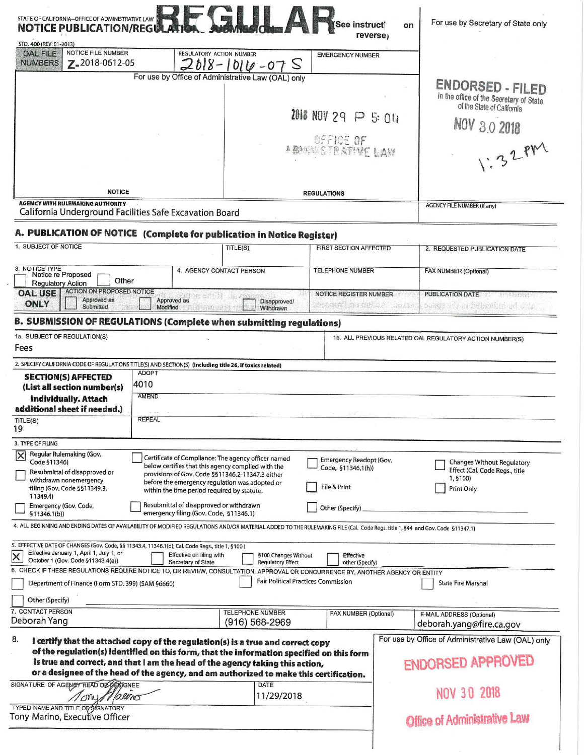STATE OF CALIFORNIA--OFFICE OF ADMINISTRATIVE LAW

**NOTICE PUBLICATION/REGULATIONS SUBMISSION** REGULAR (See instructions on reverse)

STD. 400 (REV. 01-2013)

For use by Secretary of State only

| OAL FILE NUMBERS | NOTICE FILE NUMBER | REGULATORY ACTION NUMBER | EMERGENCY NUMBER |
|---|---|---|---|
| | Z-2018-0612-05 | 2018-1016-07 S | |

For use by Office of Administrative Law (OAL) only

2018 NOV 29 P 5:04

OFFICE OF ADMINISTRATIVE LAW

ENDORSED - FILED in the office of the Secretary of State of the State of California

NOV 30 2018

1:32 PM

NOTICE | REGULATIONS

AGENCY WITH RULEMAKING AUTHORITY: California Underground Facilities Safe Excavation Board

AGENCY FILE NUMBER (if any)

## A. PUBLICATION OF NOTICE (Complete for publication in Notice Register)

| 1. SUBJECT OF NOTICE | TITLE(S) | FIRST SECTION AFFECTED | 2. REQUESTED PUBLICATION DATE |
|---|---|---|---|
| | | | |

| 3. NOTICE TYPE | 4. AGENCY CONTACT PERSON | TELEPHONE NUMBER | FAX NUMBER (Optional) |
|---|---|---|---|
| ☐ Notice re Proposed Regulatory Action ☐ Other | | | |

| OAL USE ONLY | ACTION ON PROPOSED NOTICE | NOTICE REGISTER NUMBER | PUBLICATION DATE |
|---|---|---|---|
| | ☐ Approved as Submitted ☐ Approved as Modified ☐ Disapproved/ Withdrawn | | |

## B. SUBMISSION OF REGULATIONS (Complete when submitting regulations)

1a. SUBJECT OF REGULATION(S): Fees

1b. ALL PREVIOUS RELATED OAL REGULATORY ACTION NUMBER(S):

2. SPECIFY CALIFORNIA CODE OF REGULATIONS TITLE(S) AND SECTION(S) (Including title 26, if toxics related)

**SECTION(S) AFFECTED (List all section number(s) individually. Attach additional sheet if needed.)**

ADOPT: 4010

AMEND:

TITLE(S): 19

REPEAL:

3. TYPE OF FILING

- ☒ Regular Rulemaking (Gov. Code §11346)
- ☐ Resubmittal of disapproved or withdrawn nonemergency filing (Gov. Code §§11349.3, 11349.4)
- ☐ Emergency (Gov. Code, §11346.1(b))
- ☐ Certificate of Compliance: The agency officer named below certifies that this agency complied with the provisions of Gov. Code §§11346.2-11347.3 either before the emergency regulation was adopted or within the time period required by statute.
- ☐ Resubmittal of disapproved or withdrawn emergency filing (Gov. Code, §11346.1)
- ☐ Emergency Readopt (Gov. Code, §11346.1(h))
- ☐ File & Print
- ☐ Other (Specify)
- ☐ Changes Without Regulatory Effect (Cal. Code Regs., title 1, §100)
- ☐ Print Only

4. ALL BEGINNING AND ENDING DATES OF AVAILABILITY OF MODIFIED REGULATIONS AND/OR MATERIAL ADDED TO THE RULEMAKING FILE (Cal. Code Regs. title 1, §44 and Gov. Code §11347.1)

5. EFFECTIVE DATE OF CHANGES (Gov. Code, §§ 11343.4, 11346.1(d); Cal. Code Regs., title 1, §100)

- ☒ Effective January 1, April 1, July 1, or October 1 (Gov. Code §11343.4(a))
- ☐ Effective on filing with Secretary of State
- ☐ §100 Changes Without Regulatory Effect
- ☐ Effective other (Specify)

6. CHECK IF THESE REGULATIONS REQUIRE NOTICE TO, OR REVIEW, CONSULTATION, APPROVAL OR CONCURRENCE BY, ANOTHER AGENCY OR ENTITY

- ☐ Department of Finance (Form STD. 399) (SAM §6660)
- ☐ Fair Political Practices Commission
- ☐ State Fire Marshal
- ☐ Other (Specify)

| 7. CONTACT PERSON | TELEPHONE NUMBER | FAX NUMBER (Optional) | E-MAIL ADDRESS (Optional) |
|---|---|---|---|
| Deborah Yang | (916) 568-2969 | | deborah.yang@fire.ca.gov |

8. **I certify that the attached copy of the regulation(s) is a true and correct copy of the regulation(s) identified on this form, that the information specified on this form is true and correct, and that I am the head of the agency taking this action, or a designee of the head of the agency, and am authorized to make this certification.**

SIGNATURE OF AGENCY HEAD OR DESIGNEE: Tony Marino

DATE: 11/29/2018

TYPED NAME AND TITLE OF SIGNATORY: Tony Marino, Executive Officer

For use by Office of Administrative Law (OAL) only

ENDORSED APPROVED

NOV 30 2018

Office of Administrative Law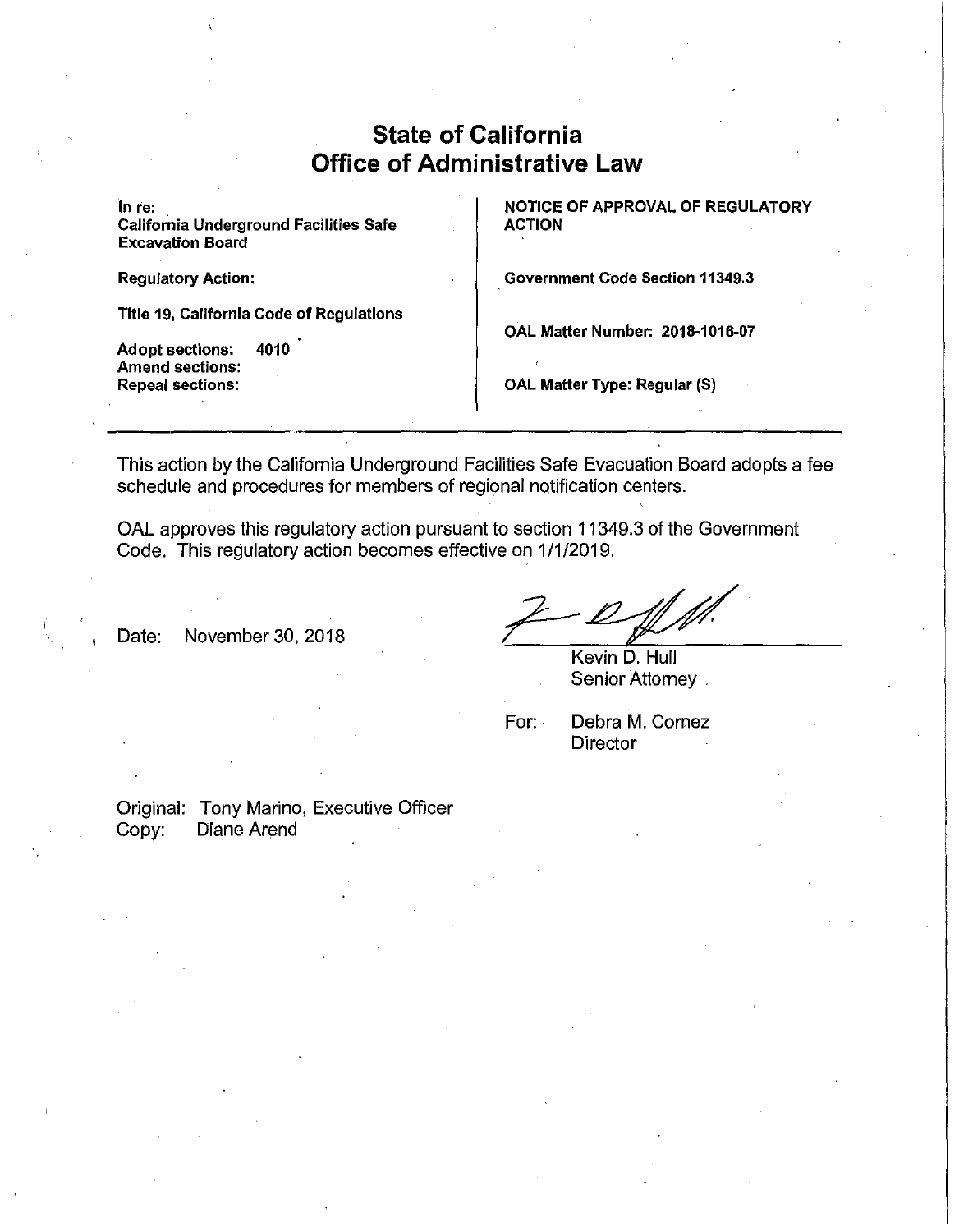# State of California
# Office of Administrative Law

| | |
|---|---|
| **In re:**<br>**California Underground Facilities Safe Excavation Board** | **NOTICE OF APPROVAL OF REGULATORY ACTION** |
| **Regulatory Action:** | **Government Code Section 11349.3** |
| **Title 19, California Code of Regulations** | **OAL Matter Number: 2018-1016-07** |
| **Adopt sections: 4010**<br>**Amend sections:**<br>**Repeal sections:** | **OAL Matter Type: Regular (S)** |

---

This action by the California Underground Facilities Safe Evacuation Board adopts a fee schedule and procedures for members of regional notification centers.

OAL approves this regulatory action pursuant to section 11349.3 of the Government Code. This regulatory action becomes effective on 1/1/2019.

Date: November 30, 2018

Kevin D. Hull
Senior Attorney

For: Debra M. Cornez
Director

Original: Tony Marino, Executive Officer
Copy: Diane Arend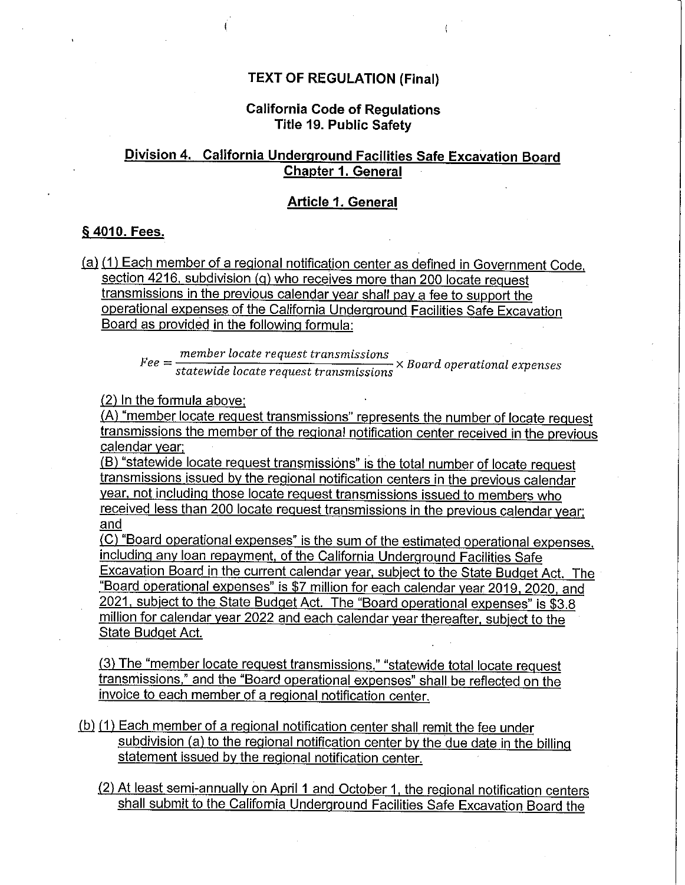**TEXT OF REGULATION (Final)**

**California Code of Regulations**
**Title 19. Public Safety**

## Division 4. California Underground Facilities Safe Excavation Board
## Chapter 1. General

### Article 1. General

### § 4010. Fees.

(a) (1) Each member of a regional notification center as defined in Government Code, section 4216, subdivision (q) who receives more than 200 locate request transmissions in the previous calendar year shall pay a fee to support the operational expenses of the California Underground Facilities Safe Excavation Board as provided in the following formula:

$$Fee = \frac{member\ locate\ request\ transmissions}{statewide\ locate\ request\ transmissions} \times Board\ operational\ expenses$$

(2) In the formula above;
(A) "member locate request transmissions" represents the number of locate request transmissions the member of the regional notification center received in the previous calendar year;
(B) "statewide locate request transmissions" is the total number of locate request transmissions issued by the regional notification centers in the previous calendar year, not including those locate request transmissions issued to members who received less than 200 locate request transmissions in the previous calendar year; and
(C) "Board operational expenses" is the sum of the estimated operational expenses, including any loan repayment, of the California Underground Facilities Safe Excavation Board in the current calendar year, subject to the State Budget Act. The "Board operational expenses" is $7 million for each calendar year 2019, 2020, and 2021, subject to the State Budget Act. The "Board operational expenses" is $3.8 million for calendar year 2022 and each calendar year thereafter, subject to the State Budget Act.

(3) The "member locate request transmissions," "statewide total locate request transmissions," and the "Board operational expenses" shall be reflected on the invoice to each member of a regional notification center.

(b) (1) Each member of a regional notification center shall remit the fee under subdivision (a) to the regional notification center by the due date in the billing statement issued by the regional notification center.

(2) At least semi-annually on April 1 and October 1, the regional notification centers shall submit to the California Underground Facilities Safe Excavation Board the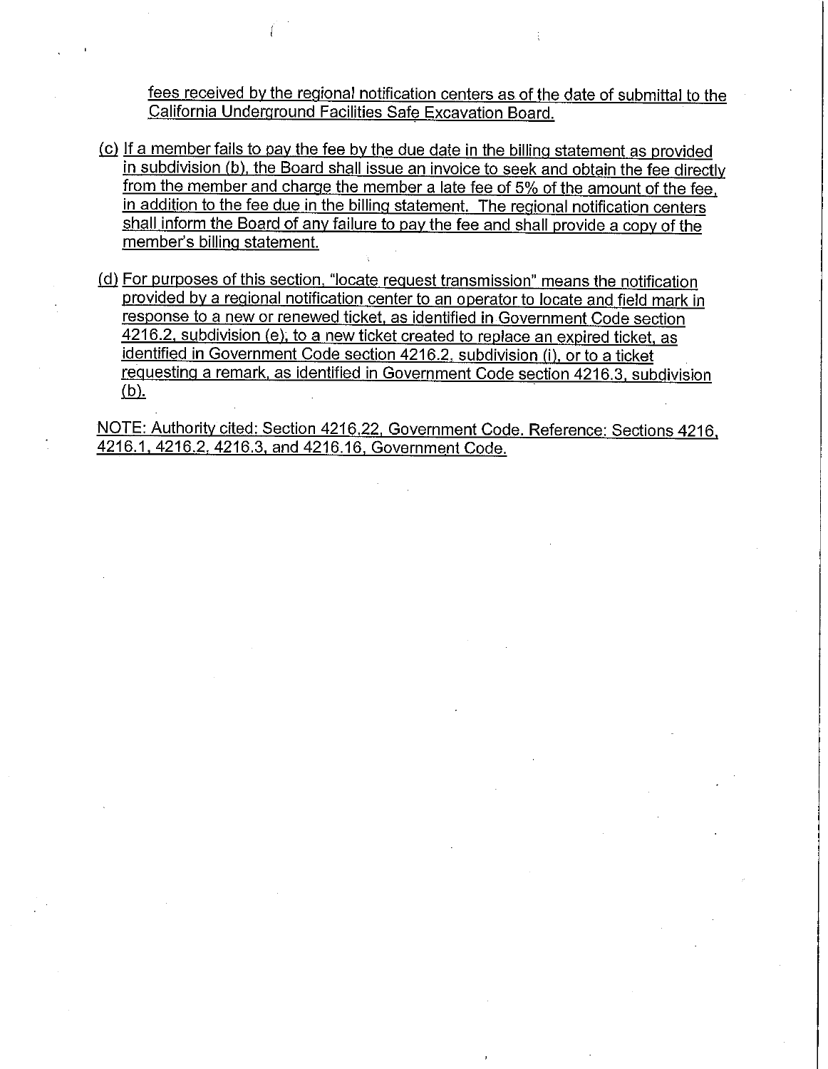fees received by the regional notification centers as of the date of submittal to the California Underground Facilities Safe Excavation Board.

(c) If a member fails to pay the fee by the due date in the billing statement as provided in subdivision (b), the Board shall issue an invoice to seek and obtain the fee directly from the member and charge the member a late fee of 5% of the amount of the fee, in addition to the fee due in the billing statement. The regional notification centers shall inform the Board of any failure to pay the fee and shall provide a copy of the member's billing statement.

(d) For purposes of this section, "locate request transmission" means the notification provided by a regional notification center to an operator to locate and field mark in response to a new or renewed ticket, as identified in Government Code section 4216.2, subdivision (e), to a new ticket created to replace an expired ticket, as identified in Government Code section 4216.2, subdivision (i), or to a ticket requesting a remark, as identified in Government Code section 4216.3, subdivision (b).

NOTE: Authority cited: Section 4216.22, Government Code. Reference: Sections 4216, 4216.1, 4216.2, 4216.3, and 4216.16, Government Code.